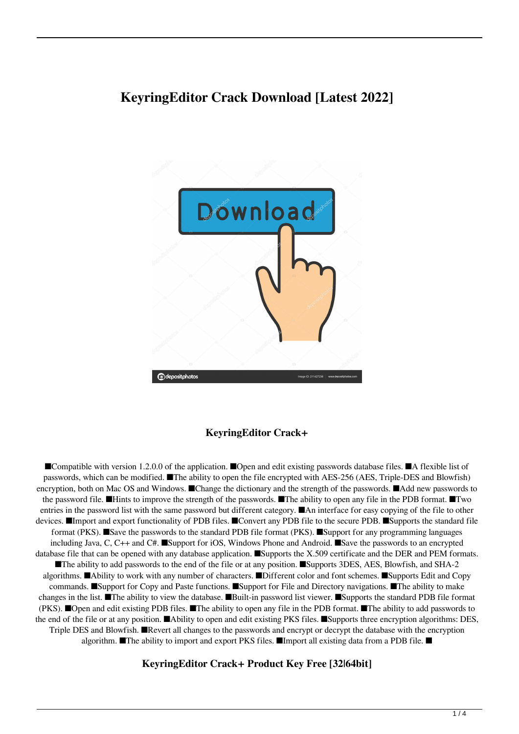# KeyringEditor Crack Download [Latest 2022]

### KeyringEditor Crack+

■Compatible with version 1.2.0.0 of the application. ■Open and edit existing passwords database files. ■A flexible list of passwords, which can be modified. ■The ability to open the file encrypted with AES-256 (AES, Triple-DES and Blowfish) encryption, both on Mac OS and Windows. ■Change the dictionary and the strength of the passwords. ■Add new passwords to the password file. ■Hints to improve the strength of the passwords. ■The ability to open any file in the PDB format. ■Two entries in the password list with the same password but different category. ■An interface for easy copying of the file to other devices. ■Import and export functionality of PDB files. ■Convert any PDB file to the secure PDB. ■Supports the standard file format (PKS). ■Save the passwords to the standard PDB file format (PKS). ■Support for any programming languages including Java, C, C++ and C#. ■Support for iOS, Windows Phone and Android. ■Save the passwords to an encrypted database file that can be opened with any database application. ■Supports the X.509 certificate and the DER and PEM formats. ■The ability to add passwords to the end of the file or at any position. ■Supports 3DES, AES, Blowfish, and SHA-2 algorithms. ■Ability to work with any number of characters. ■Different color and font schemes. ■Supports Edit and Copy commands. ■Support for Copy and Paste functions. ■Support for File and Directory navigations. ■The ability to make changes in the list. ■The ability to view the database. ■Built-in password list viewer. ■Supports the standard PDB file format (PKS). ■Open and edit existing PDB files. ■The ability to open any file in the PDB format. ■The ability to add passwords to the end of the file or at any position. ■Ability to open and edit existing PKS files. ■Supports three encryption algorithms: DES, Triple DES and Blowfish. ■Revert all changes to the passwords and encrypt or decrypt the database with the encryption algorithm. ■The ability to import and export PKS files. ■Import all existing data from a PDB file. ■

### KeyringEditor Crack+ Product Key Free [32|64bit]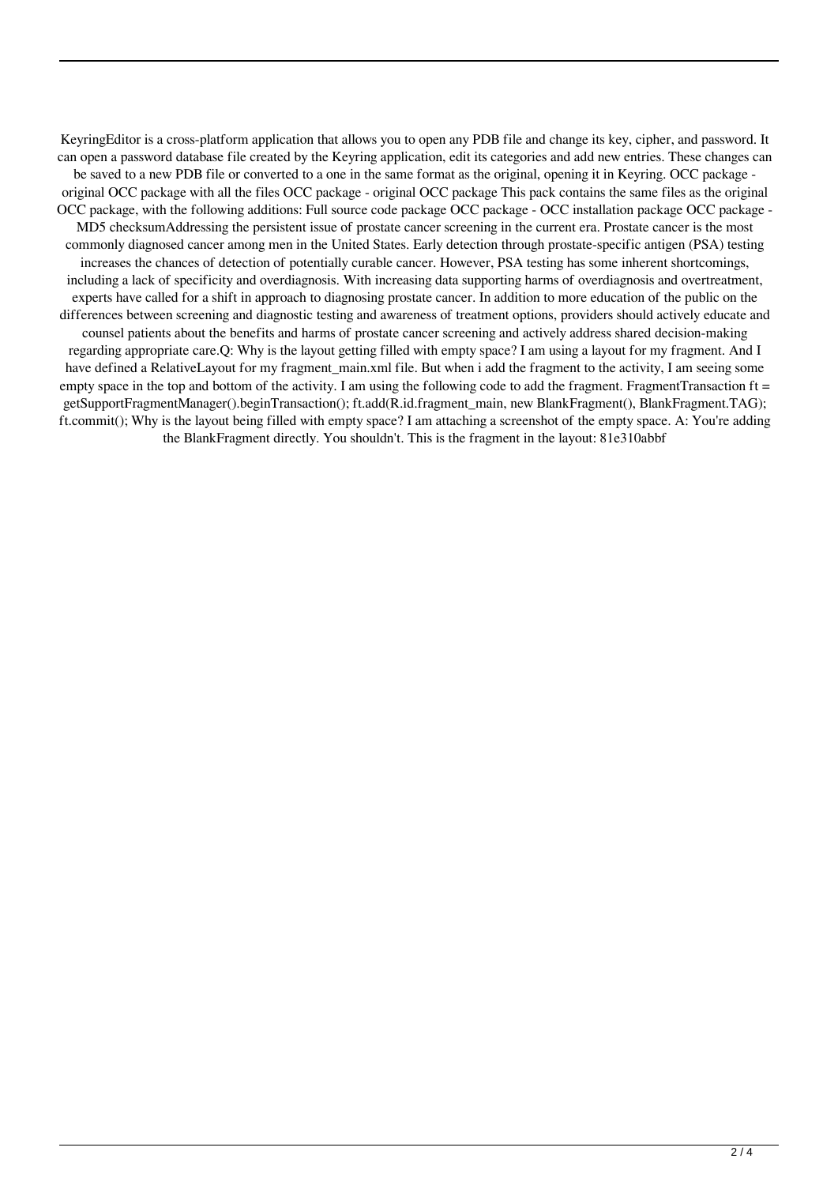KeyringEditor is a cross-platform application that allows you to open any PDB file and change its key, cipher, and password. It can open a password database file created by the Keyring application, edit its categories and add new entries. These changes can be saved to a new PDB file or converted to a one in the same format as the original, opening it in Keyring. OCC package - original OCC package with all the files OCC package - original OCC package This pack contains the same files as the original OCC package, with the following additions: Full source code package OCC package - OCC installation package OCC package - MD5 checksumAddressing the persistent issue of prostate cancer screening in the current era. Prostate cancer is the most commonly diagnosed cancer among men in the United States. Early detection through prostate-specific antigen (PSA) testing increases the chances of detection of potentially curable cancer. However, PSA testing has some inherent shortcomings, including a lack of specificity and overdiagnosis. With increasing data supporting harms of overdiagnosis and overtreatment, experts have called for a shift in approach to diagnosing prostate cancer. In addition to more education of the public on the differences between screening and diagnostic testing and awareness of treatment options, providers should actively educate and counsel patients about the benefits and harms of prostate cancer screening and actively address shared decision-making regarding appropriate care.Q: Why is the layout getting filled with empty space? I am using a layout for my fragment. And I have defined a RelativeLayout for my fragment_main.xml file. But when i add the fragment to the activity, I am seeing some empty space in the top and bottom of the activity. I am using the following code to add the fragment. FragmentTransaction ft = getSupportFragmentManager().beginTransaction(); ft.add(R.id.fragment_main, new BlankFragment(), BlankFragment.TAG); ft.commit(); Why is the layout being filled with empty space? I am attaching a screenshot of the empty space. A: You're adding the BlankFragment directly. You shouldn't. This is the fragment in the layout: 81e310abbf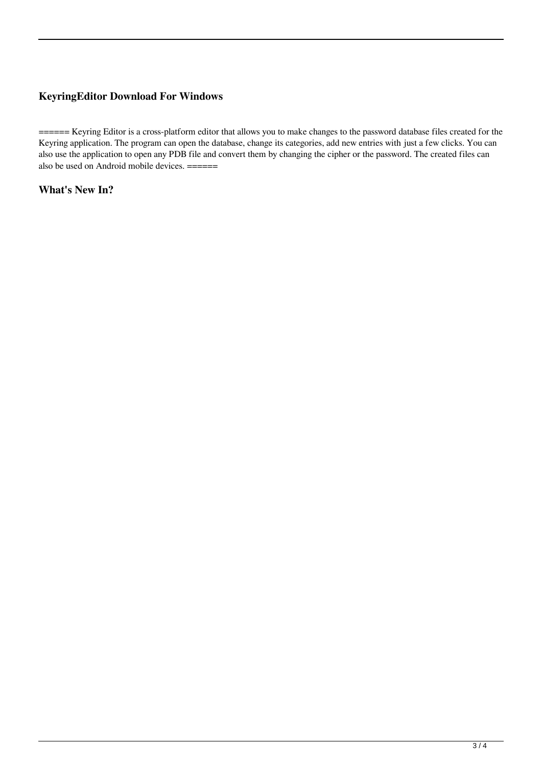## KeyringEditor Download For Windows

====== Keyring Editor is a cross-platform editor that allows you to make changes to the password database files created for the Keyring application. The program can open the database, change its categories, add new entries with just a few clicks. You can also use the application to open any PDB file and convert them by changing the cipher or the password. The created files can also be used on Android mobile devices. ======

## What's New In?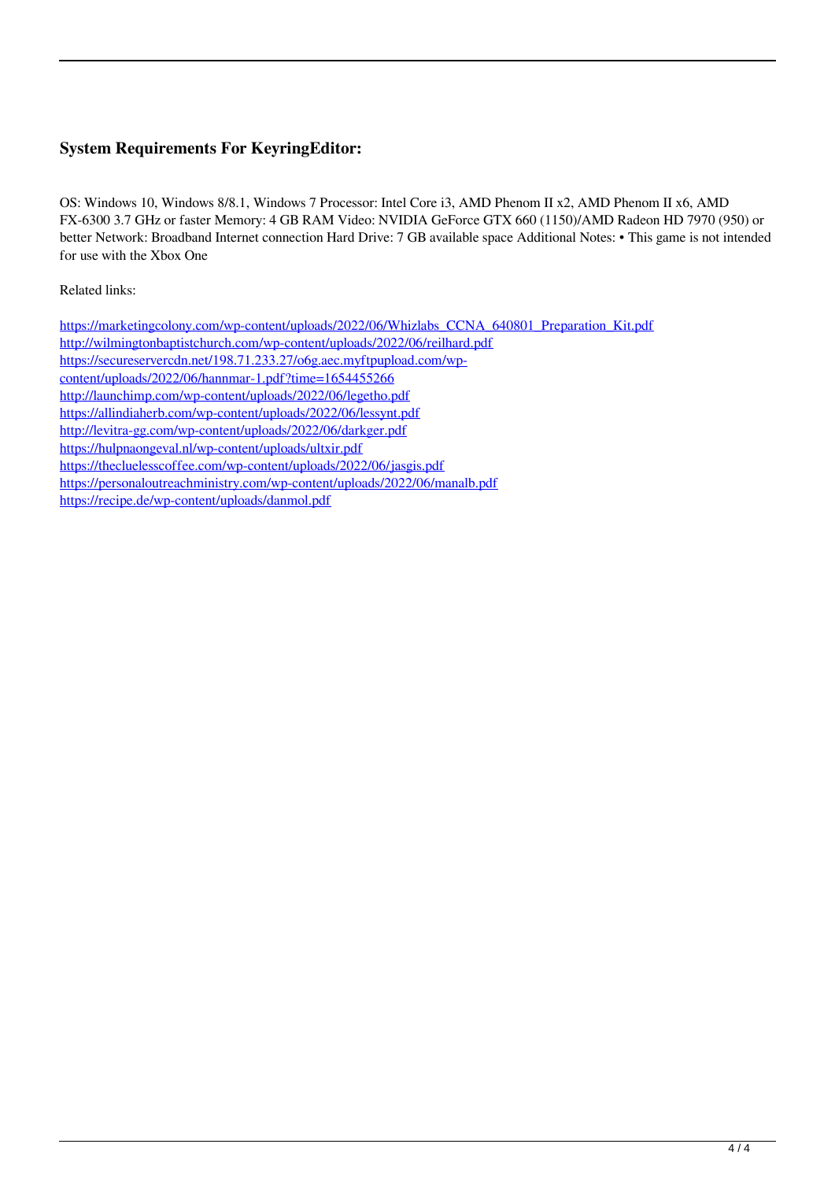### System Requirements For KeyringEditor:

OS: Windows 10, Windows 8/8.1, Windows 7 Processor: Intel Core i3, AMD Phenom II x2, AMD Phenom II x6, AMD FX-6300 3.7 GHz or faster Memory: 4 GB RAM Video: NVIDIA GeForce GTX 660 (1150)/AMD Radeon HD 7970 (950) or better Network: Broadband Internet connection Hard Drive: 7 GB available space Additional Notes: • This game is not intended for use with the Xbox One

Related links:

https://marketingcolony.com/wp-content/uploads/2022/06/Whizlabs_CCNA_640801_Preparation_Kit.pdf
http://wilmingtonbaptistchurch.com/wp-content/uploads/2022/06/reilhard.pdf
https://secureservercdn.net/198.71.233.27/o6g.aec.myftpupload.com/wp-content/uploads/2022/06/hannmar-1.pdf?time=1654455266
http://launchimp.com/wp-content/uploads/2022/06/legetho.pdf
https://allindiaherb.com/wp-content/uploads/2022/06/lessynt.pdf
http://levitra-gg.com/wp-content/uploads/2022/06/darkger.pdf
https://hulpnaongeval.nl/wp-content/uploads/ultxir.pdf
https://thecluelesscoffee.com/wp-content/uploads/2022/06/jasgis.pdf
https://personaloutreachministry.com/wp-content/uploads/2022/06/manalb.pdf
https://recipe.de/wp-content/uploads/danmol.pdf